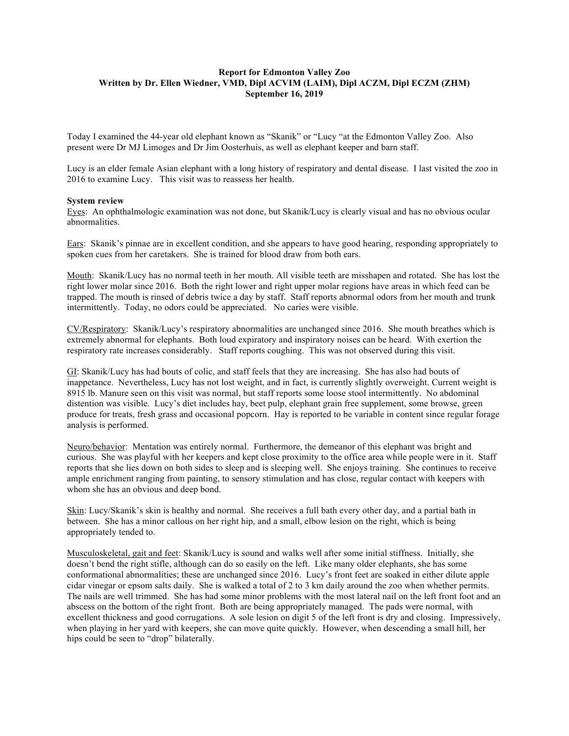**Report for Edmonton Valley Zoo**
**Written by Dr. Ellen Wiedner, VMD, Dipl ACVIM (LAIM), Dipl ACZM, Dipl ECZM (ZHM)**
**September 16, 2019**

Today I examined the 44-year old elephant known as "Skanik" or "Lucy "at the Edmonton Valley Zoo. Also present were Dr MJ Limoges and Dr Jim Oosterhuis, as well as elephant keeper and barn staff.

Lucy is an elder female Asian elephant with a long history of respiratory and dental disease. I last visited the zoo in 2016 to examine Lucy. This visit was to reassess her health.

**System review**

Eyes: An ophthalmologic examination was not done, but Skanik/Lucy is clearly visual and has no obvious ocular abnormalities.

Ears: Skanik's pinnae are in excellent condition, and she appears to have good hearing, responding appropriately to spoken cues from her caretakers. She is trained for blood draw from both ears.

Mouth: Skanik/Lucy has no normal teeth in her mouth. All visible teeth are misshapen and rotated. She has lost the right lower molar since 2016. Both the right lower and right upper molar regions have areas in which feed can be trapped. The mouth is rinsed of debris twice a day by staff. Staff reports abnormal odors from her mouth and trunk intermittently. Today, no odors could be appreciated. No caries were visible.

CV/Respiratory: Skanik/Lucy's respiratory abnormalities are unchanged since 2016. She mouth breathes which is extremely abnormal for elephants. Both loud expiratory and inspiratory noises can be heard. With exertion the respiratory rate increases considerably. Staff reports coughing. This was not observed during this visit.

GI: Skanik/Lucy has had bouts of colic, and staff feels that they are increasing. She has also had bouts of inappetance. Nevertheless, Lucy has not lost weight, and in fact, is currently slightly overweight. Current weight is 8915 lb. Manure seen on this visit was normal, but staff reports some loose stool intermittently. No abdominal distention was visible. Lucy's diet includes hay, beet pulp, elephant grain free supplement, some browse, green produce for treats, fresh grass and occasional popcorn. Hay is reported to be variable in content since regular forage analysis is performed.

Neuro/behavior: Mentation was entirely normal. Furthermore, the demeanor of this elephant was bright and curious. She was playful with her keepers and kept close proximity to the office area while people were in it. Staff reports that she lies down on both sides to sleep and is sleeping well. She enjoys training. She continues to receive ample enrichment ranging from painting, to sensory stimulation and has close, regular contact with keepers with whom she has an obvious and deep bond.

Skin: Lucy/Skanik's skin is healthy and normal. She receives a full bath every other day, and a partial bath in between. She has a minor callous on her right hip, and a small, elbow lesion on the right, which is being appropriately tended to.

Musculoskeletal, gait and feet: Skanik/Lucy is sound and walks well after some initial stiffness. Initially, she doesn't bend the right stifle, although can do so easily on the left. Like many older elephants, she has some conformational abnormalities; these are unchanged since 2016. Lucy's front feet are soaked in either dilute apple cider vinegar or epsom salts daily. She is walked a total of 2 to 3 km daily around the zoo when whether permits. The nails are well trimmed. She has had some minor problems with the most lateral nail on the left front foot and an abscess on the bottom of the right front. Both are being appropriately managed. The pads were normal, with excellent thickness and good corrugations. A sole lesion on digit 5 of the left front is dry and closing. Impressively, when playing in her yard with keepers, she can move quite quickly. However, when descending a small hill, her hips could be seen to "drop" bilaterally.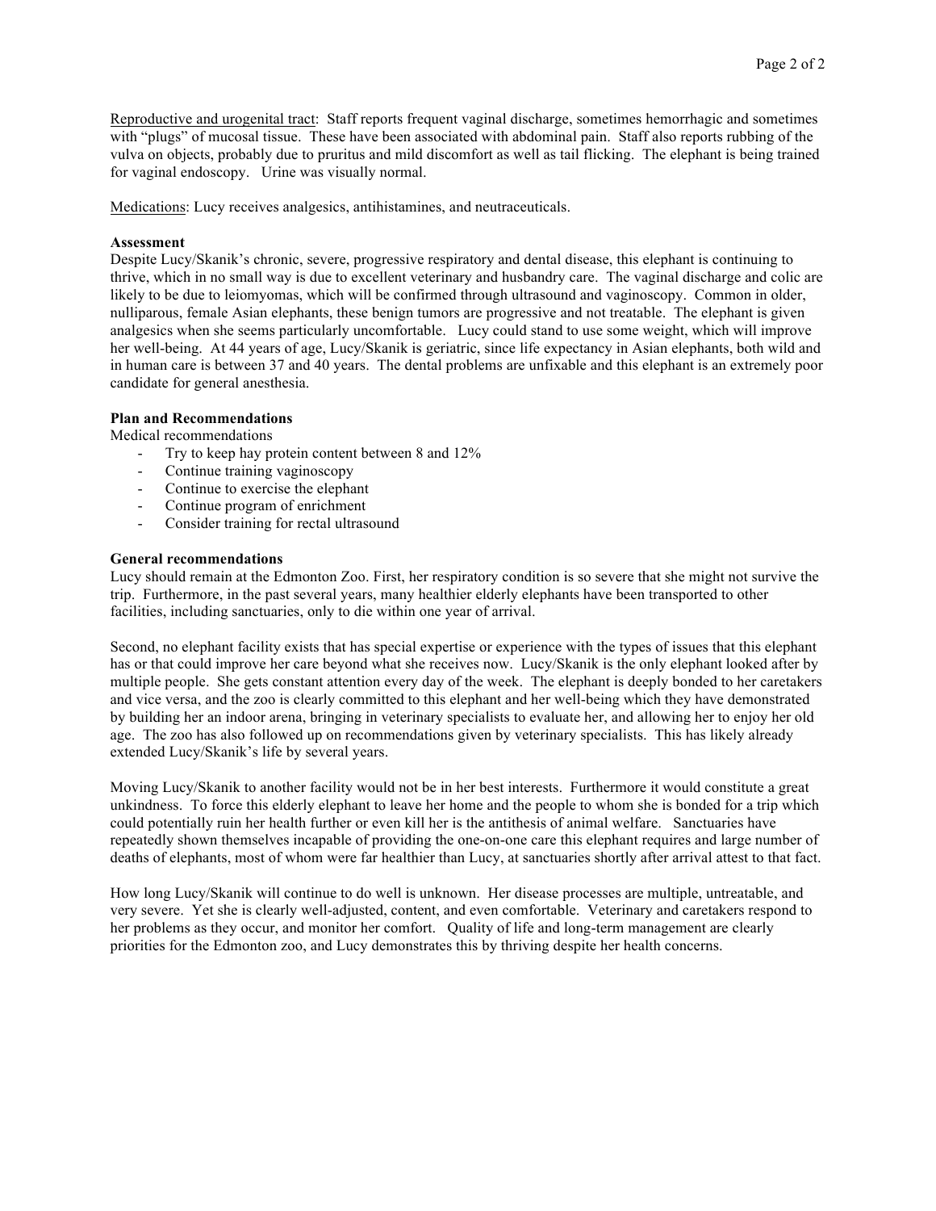Reproductive and urogenital tract: Staff reports frequent vaginal discharge, sometimes hemorrhagic and sometimes with "plugs" of mucosal tissue. These have been associated with abdominal pain. Staff also reports rubbing of the vulva on objects, probably due to pruritus and mild discomfort as well as tail flicking. The elephant is being trained for vaginal endoscopy. Urine was visually normal.

Medications: Lucy receives analgesics, antihistamines, and neutraceuticals.

**Assessment**

Despite Lucy/Skanik's chronic, severe, progressive respiratory and dental disease, this elephant is continuing to thrive, which in no small way is due to excellent veterinary and husbandry care. The vaginal discharge and colic are likely to be due to leiomyomas, which will be confirmed through ultrasound and vaginoscopy. Common in older, nulliparous, female Asian elephants, these benign tumors are progressive and not treatable. The elephant is given analgesics when she seems particularly uncomfortable. Lucy could stand to use some weight, which will improve her well-being. At 44 years of age, Lucy/Skanik is geriatric, since life expectancy in Asian elephants, both wild and in human care is between 37 and 40 years. The dental problems are unfixable and this elephant is an extremely poor candidate for general anesthesia.

**Plan and Recommendations**

Medical recommendations

- Try to keep hay protein content between 8 and 12%
- Continue training vaginoscopy
- Continue to exercise the elephant
- Continue program of enrichment
- Consider training for rectal ultrasound

**General recommendations**

Lucy should remain at the Edmonton Zoo. First, her respiratory condition is so severe that she might not survive the trip. Furthermore, in the past several years, many healthier elderly elephants have been transported to other facilities, including sanctuaries, only to die within one year of arrival.

Second, no elephant facility exists that has special expertise or experience with the types of issues that this elephant has or that could improve her care beyond what she receives now. Lucy/Skanik is the only elephant looked after by multiple people. She gets constant attention every day of the week. The elephant is deeply bonded to her caretakers and vice versa, and the zoo is clearly committed to this elephant and her well-being which they have demonstrated by building her an indoor arena, bringing in veterinary specialists to evaluate her, and allowing her to enjoy her old age. The zoo has also followed up on recommendations given by veterinary specialists. This has likely already extended Lucy/Skanik's life by several years.

Moving Lucy/Skanik to another facility would not be in her best interests. Furthermore it would constitute a great unkindness. To force this elderly elephant to leave her home and the people to whom she is bonded for a trip which could potentially ruin her health further or even kill her is the antithesis of animal welfare. Sanctuaries have repeatedly shown themselves incapable of providing the one-on-one care this elephant requires and large number of deaths of elephants, most of whom were far healthier than Lucy, at sanctuaries shortly after arrival attest to that fact.

How long Lucy/Skanik will continue to do well is unknown. Her disease processes are multiple, untreatable, and very severe. Yet she is clearly well-adjusted, content, and even comfortable. Veterinary and caretakers respond to her problems as they occur, and monitor her comfort. Quality of life and long-term management are clearly priorities for the Edmonton zoo, and Lucy demonstrates this by thriving despite her health concerns.